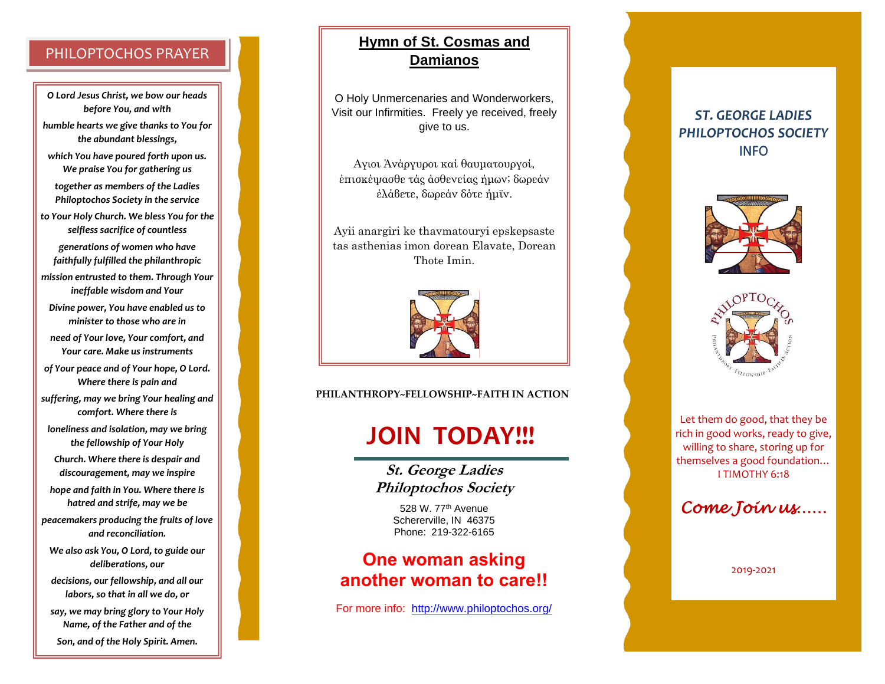## PHILOPTOCHOS PRAYER

*O Lord Jesus Christ, we bow our heads before You, and with humble hearts we give thanks to You for the abundant blessings, which You have poured forth upon us. We praise You for gathering us together as members of the Ladies Philoptochos Society in the service to Your Holy Church. We bless You for the selfless sacrifice of countless generations of women who have faithfully fulfilled the philanthropic mission entrusted to them. Through Your ineffable wisdom and Your Divine power, You have enabled us to minister to those who are in need of Your love, Your comfort, and Your care. Make us instruments of Your peace and of Your hope, O Lord. Where there is pain and suffering, may we bring Your healing and comfort. Where there is loneliness and isolation, may we bring the fellowship of Your Holy Church. Where there is despair and discouragement, may we inspire hope and faith in You. Where there is hatred and strife, may we be peacemakers producing the fruits of love and reconciliation. We also ask You, O Lord, to guide our deliberations, our decisions, our fellowship, and all our labors, so that in all we do, or say, we may bring glory to Your Holy Name, of the Father and of the Son, and of the Holy Spirit. Amen.*

## Hymn of St. Cosmas and Damianos

O Holy Unmercenaries and Wonderworkers, Visit our Infirmities. Freely ye received, freely give to us.

Αγιοι Ἀνάργυροι καὶ θαυματουργοί, ἐπισκέψασθε τὰς ἀσθενείας ἡμων; δωρεὰν ἐλάβετε, δωρεὰν δότε ἡμϊν.

Ayii anargiri ke thavmatouryi epskepsaste tas asthenias imon dorean Elavate, Dorean Thote Imin.

**PHILANTHROPY~FELLOWSHIP~FAITH IN ACTION**

# JOIN TODAY!!!

**St. George Ladies Philoptochos Society**

528 W. 77th Avenue
Schererville, IN 46375
Phone: 219-322-6165

**One woman asking another woman to care!!**

For more info: http://www.philoptochos.org/

## *ST. GEORGE LADIES PHILOPTOCHOS SOCIETY*
INFO

PHILOPTOCHOS
PHILANTHROPY · FELLOWSHIP · FAITH IN ACTION

Let them do good, that they be rich in good works, ready to give, willing to share, storing up for themselves a good foundation…
I TIMOTHY 6:18

*Come Join us……*

2019-2021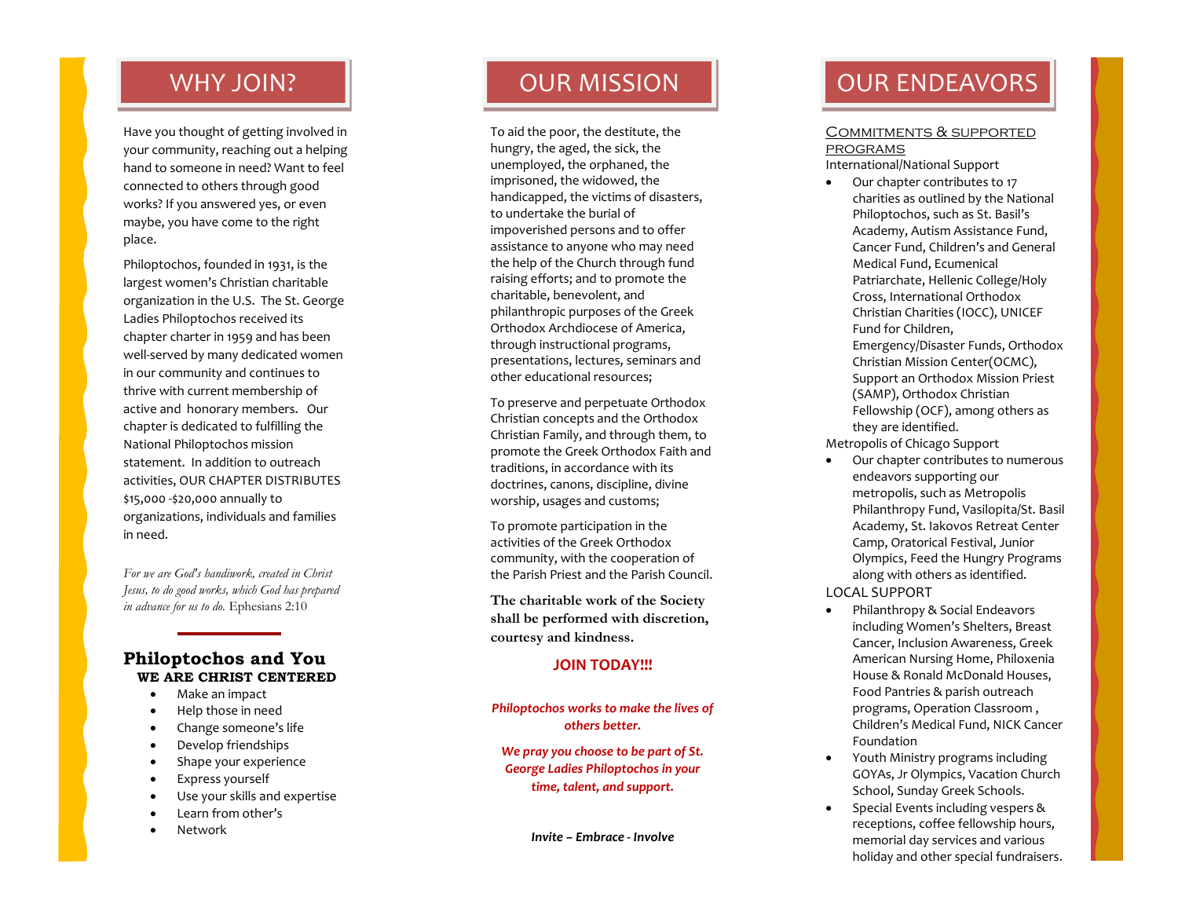# WHY JOIN?

Have you thought of getting involved in your community, reaching out a helping hand to someone in need? Want to feel connected to others through good works? If you answered yes, or even maybe, you have come to the right place.

Philoptochos, founded in 1931, is the largest women's Christian charitable organization in the U.S. The St. George Ladies Philoptochos received its chapter charter in 1959 and has been well-served by many dedicated women in our community and continues to thrive with current membership of active and honorary members. Our chapter is dedicated to fulfilling the National Philoptochos mission statement. In addition to outreach activities, OUR CHAPTER DISTRIBUTES $15,000 -$20,000 annually to organizations, individuals and families in need.

*For we are God's handiwork, created in Christ Jesus, to do good works, which God has prepared in advance for us to do.* Ephesians 2:10

## Philoptochos and You

### WE ARE CHRIST CENTERED

- Make an impact
- Help those in need
- Change someone's life
- Develop friendships
- Shape your experience
- Express yourself
- Use your skills and expertise
- Learn from other's
- Network

# OUR MISSION

To aid the poor, the destitute, the hungry, the aged, the sick, the unemployed, the orphaned, the imprisoned, the widowed, the handicapped, the victims of disasters, to undertake the burial of impoverished persons and to offer assistance to anyone who may need the help of the Church through fund raising efforts; and to promote the charitable, benevolent, and philanthropic purposes of the Greek Orthodox Archdiocese of America, through instructional programs, presentations, lectures, seminars and other educational resources;

To preserve and perpetuate Orthodox Christian concepts and the Orthodox Christian Family, and through them, to promote the Greek Orthodox Faith and traditions, in accordance with its doctrines, canons, discipline, divine worship, usages and customs;

To promote participation in the activities of the Greek Orthodox community, with the cooperation of the Parish Priest and the Parish Council.

**The charitable work of the Society shall be performed with discretion, courtesy and kindness.**

**JOIN TODAY!!!**

***Philoptochos works to make the lives of others better.***

***We pray you choose to be part of St. George Ladies Philoptochos in your time, talent, and support.***

***Invite – Embrace - Involve***

# OUR ENDEAVORS

## Commitments & supported programs

International/National Support

- Our chapter contributes to 17 charities as outlined by the National Philoptochos, such as St. Basil's Academy, Autism Assistance Fund, Cancer Fund, Children's and General Medical Fund, Ecumenical Patriarchate, Hellenic College/Holy Cross, International Orthodox Christian Charities (IOCC), UNICEF Fund for Children, Emergency/Disaster Funds, Orthodox Christian Mission Center(OCMC), Support an Orthodox Mission Priest (SAMP), Orthodox Christian Fellowship (OCF), among others as they are identified.

Metropolis of Chicago Support

- Our chapter contributes to numerous endeavors supporting our metropolis, such as Metropolis Philanthropy Fund, Vasilopita/St. Basil Academy, St. Iakovos Retreat Center Camp, Oratorical Festival, Junior Olympics, Feed the Hungry Programs along with others as identified.

LOCAL SUPPORT

- Philanthropy & Social Endeavors including Women's Shelters, Breast Cancer, Inclusion Awareness, Greek American Nursing Home, Philoxenia House & Ronald McDonald Houses, Food Pantries & parish outreach programs, Operation Classroom , Children's Medical Fund, NICK Cancer Foundation
- Youth Ministry programs including GOYAs, Jr Olympics, Vacation Church School, Sunday Greek Schools.
- Special Events including vespers & receptions, coffee fellowship hours, memorial day services and various holiday and other special fundraisers.